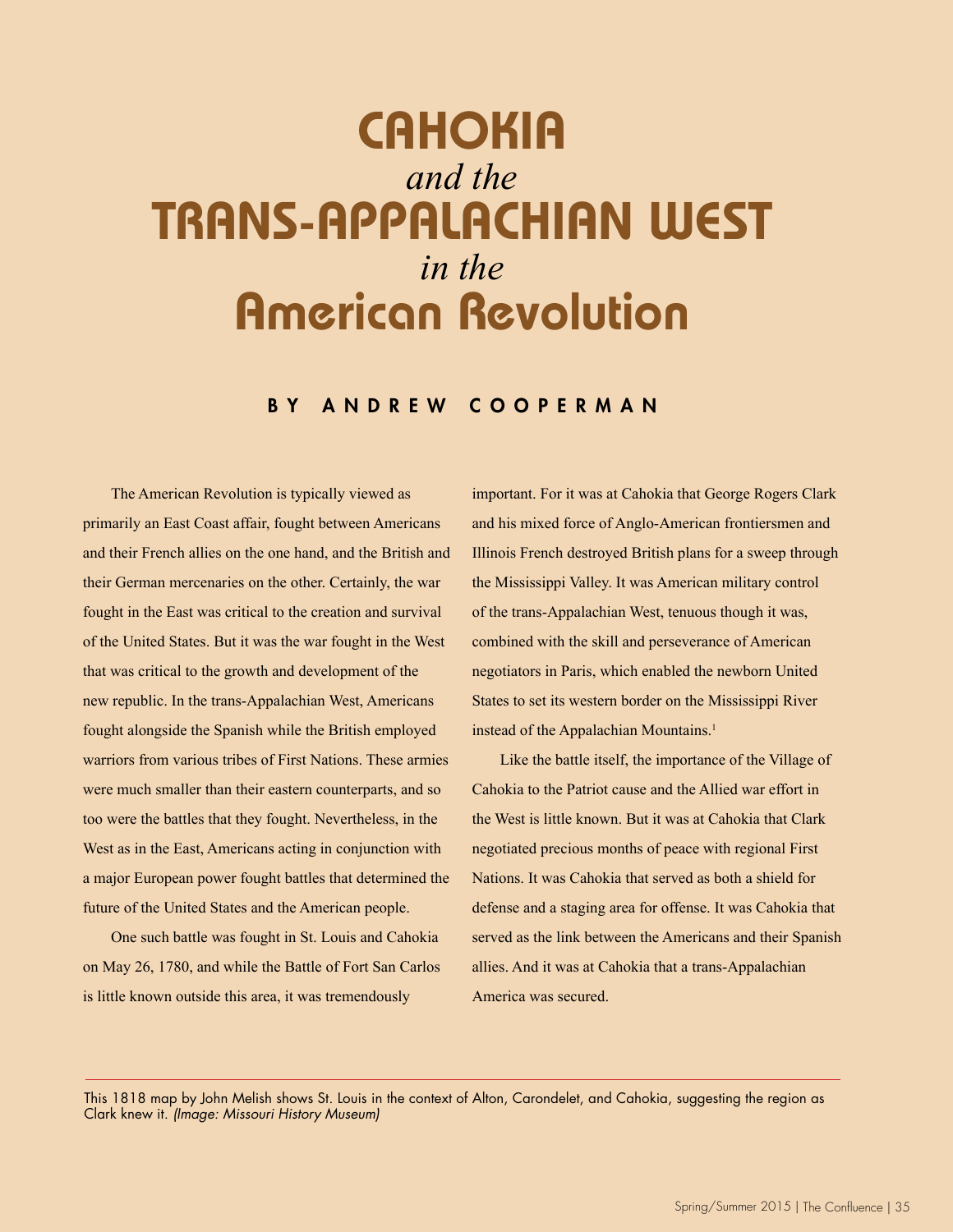# CAHOKIA *and the* TRANS-APPALACHIAN WEST *in the* American Revolution

**BY ANDREW COOPERMAN**

The American Revolution is typically viewed as primarily an East Coast affair, fought between Americans and their French allies on the one hand, and the British and their German mercenaries on the other. Certainly, the war fought in the East was critical to the creation and survival of the United States. But it was the war fought in the West that was critical to the growth and development of the new republic. In the trans-Appalachian West, Americans fought alongside the Spanish while the British employed warriors from various tribes of First Nations. These armies were much smaller than their eastern counterparts, and so too were the battles that they fought. Nevertheless, in the West as in the East, Americans acting in conjunction with a major European power fought battles that determined the future of the United States and the American people.

One such battle was fought in St. Louis and Cahokia on May 26, 1780, and while the Battle of Fort San Carlos is little known outside this area, it was tremendously important. For it was at Cahokia that George Rogers Clark and his mixed force of Anglo-American frontiersmen and Illinois French destroyed British plans for a sweep through the Mississippi Valley. It was American military control of the trans-Appalachian West, tenuous though it was, combined with the skill and perseverance of American negotiators in Paris, which enabled the newborn United States to set its western border on the Mississippi River instead of the Appalachian Mountains.[1]

Like the battle itself, the importance of the Village of Cahokia to the Patriot cause and the Allied war effort in the West is little known. But it was at Cahokia that Clark negotiated precious months of peace with regional First Nations. It was Cahokia that served as both a shield for defense and a staging area for offense. It was Cahokia that served as the link between the Americans and their Spanish allies. And it was at Cahokia that a trans-Appalachian America was secured.

This 1818 map by John Melish shows St. Louis in the context of Alton, Carondelet, and Cahokia, suggesting the region as Clark knew it. *(Image: Missouri History Museum)*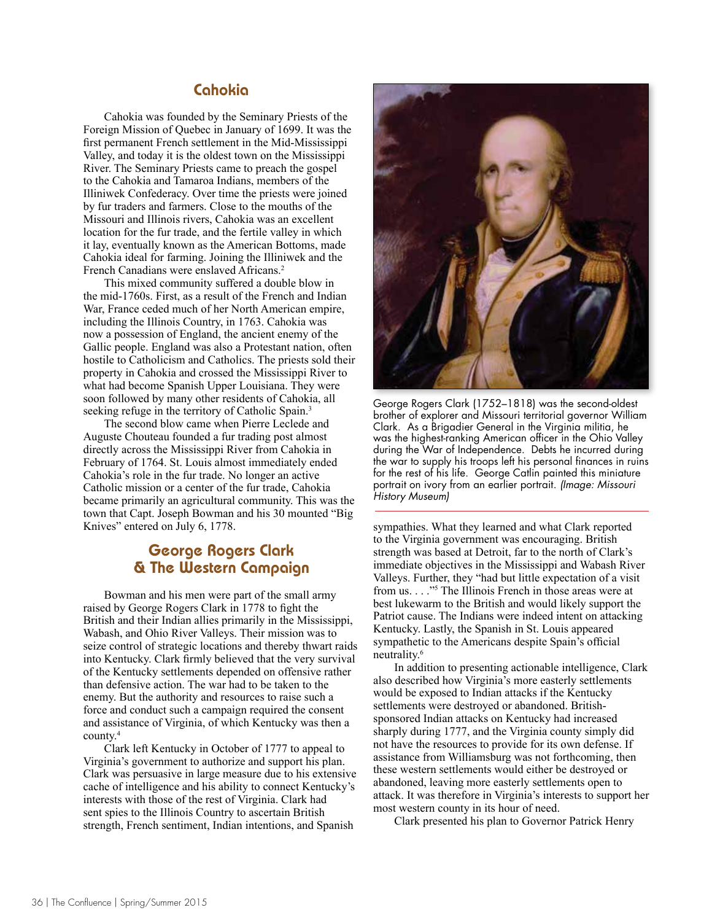## Cahokia

Cahokia was founded by the Seminary Priests of the Foreign Mission of Quebec in January of 1699. It was the first permanent French settlement in the Mid-Mississippi Valley, and today it is the oldest town on the Mississippi River. The Seminary Priests came to preach the gospel to the Cahokia and Tamaroa Indians, members of the Illiniwek Confederacy. Over time the priests were joined by fur traders and farmers. Close to the mouths of the Missouri and Illinois rivers, Cahokia was an excellent location for the fur trade, and the fertile valley in which it lay, eventually known as the American Bottoms, made Cahokia ideal for farming. Joining the Illiniwek and the French Canadians were enslaved Africans.[2]

This mixed community suffered a double blow in the mid-1760s. First, as a result of the French and Indian War, France ceded much of her North American empire, including the Illinois Country, in 1763. Cahokia was now a possession of England, the ancient enemy of the Gallic people. England was also a Protestant nation, often hostile to Catholicism and Catholics. The priests sold their property in Cahokia and crossed the Mississippi River to what had become Spanish Upper Louisiana. They were soon followed by many other residents of Cahokia, all seeking refuge in the territory of Catholic Spain.[3]

The second blow came when Pierre Leclede and Auguste Chouteau founded a fur trading post almost directly across the Mississippi River from Cahokia in February of 1764. St. Louis almost immediately ended Cahokia's role in the fur trade. No longer an active Catholic mission or a center of the fur trade, Cahokia became primarily an agricultural community. This was the town that Capt. Joseph Bowman and his 30 mounted "Big Knives" entered on July 6, 1778.

## George Rogers Clark & The Western Campaign

Bowman and his men were part of the small army raised by George Rogers Clark in 1778 to fight the British and their Indian allies primarily in the Mississippi, Wabash, and Ohio River Valleys. Their mission was to seize control of strategic locations and thereby thwart raids into Kentucky. Clark firmly believed that the very survival of the Kentucky settlements depended on offensive rather than defensive action. The war had to be taken to the enemy. But the authority and resources to raise such a force and conduct such a campaign required the consent and assistance of Virginia, of which Kentucky was then a county.[4]

Clark left Kentucky in October of 1777 to appeal to Virginia's government to authorize and support his plan. Clark was persuasive in large measure due to his extensive cache of intelligence and his ability to connect Kentucky's interests with those of the rest of Virginia. Clark had sent spies to the Illinois Country to ascertain British strength, French sentiment, Indian intentions, and Spanish sympathies. What they learned and what Clark reported to the Virginia government was encouraging. British strength was based at Detroit, far to the north of Clark's immediate objectives in the Mississippi and Wabash River Valleys. Further, they "had but little expectation of a visit from us. . . ."[5] The Illinois French in those areas were at best lukewarm to the British and would likely support the Patriot cause. The Indians were indeed intent on attacking Kentucky. Lastly, the Spanish in St. Louis appeared sympathetic to the Americans despite Spain's official neutrality.[6]

In addition to presenting actionable intelligence, Clark also described how Virginia's more easterly settlements would be exposed to Indian attacks if the Kentucky settlements were destroyed or abandoned. British-sponsored Indian attacks on Kentucky had increased sharply during 1777, and the Virginia county simply did not have the resources to provide for its own defense. If assistance from Williamsburg was not forthcoming, then these western settlements would either be destroyed or abandoned, leaving more easterly settlements open to attack. It was therefore in Virginia's interests to support her most western county in its hour of need.

Clark presented his plan to Governor Patrick Henry

George Rogers Clark (1752–1818) was the second-oldest brother of explorer and Missouri territorial governor William Clark. As a Brigadier General in the Virginia militia, he was the highest-ranking American officer in the Ohio Valley during the War of Independence. Debts he incurred during the war to supply his troops left his personal finances in ruins for the rest of his life. George Catlin painted this miniature portrait on ivory from an earlier portrait. *(Image: Missouri History Museum)*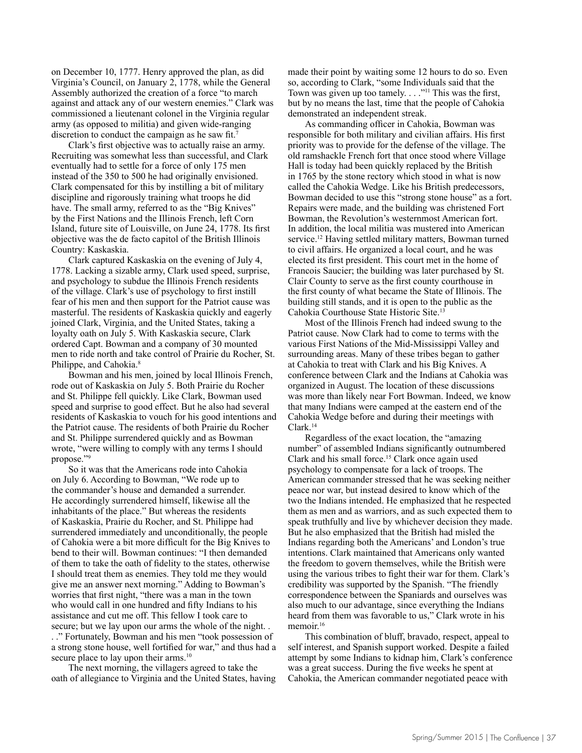on December 10, 1777. Henry approved the plan, as did Virginia's Council, on January 2, 1778, while the General Assembly authorized the creation of a force "to march against and attack any of our western enemies." Clark was commissioned a lieutenant colonel in the Virginia regular army (as opposed to militia) and given wide-ranging discretion to conduct the campaign as he saw fit.[7]

Clark's first objective was to actually raise an army. Recruiting was somewhat less than successful, and Clark eventually had to settle for a force of only 175 men instead of the 350 to 500 he had originally envisioned. Clark compensated for this by instilling a bit of military discipline and rigorously training what troops he did have. The small army, referred to as the "Big Knives" by the First Nations and the Illinois French, left Corn Island, future site of Louisville, on June 24, 1778. Its first objective was the de facto capitol of the British Illinois Country: Kaskaskia.

Clark captured Kaskaskia on the evening of July 4, 1778. Lacking a sizable army, Clark used speed, surprise, and psychology to subdue the Illinois French residents of the village. Clark's use of psychology to first instill fear of his men and then support for the Patriot cause was masterful. The residents of Kaskaskia quickly and eagerly joined Clark, Virginia, and the United States, taking a loyalty oath on July 5. With Kaskaskia secure, Clark ordered Capt. Bowman and a company of 30 mounted men to ride north and take control of Prairie du Rocher, St. Philippe, and Cahokia.[8]

Bowman and his men, joined by local Illinois French, rode out of Kaskaskia on July 5. Both Prairie du Rocher and St. Philippe fell quickly. Like Clark, Bowman used speed and surprise to good effect. But he also had several residents of Kaskaskia to vouch for his good intentions and the Patriot cause. The residents of both Prairie du Rocher and St. Philippe surrendered quickly and as Bowman wrote, "were willing to comply with any terms I should propose."[9]

So it was that the Americans rode into Cahokia on July 6. According to Bowman, "We rode up to the commander's house and demanded a surrender. He accordingly surrendered himself, likewise all the inhabitants of the place." But whereas the residents of Kaskaskia, Prairie du Rocher, and St. Philippe had surrendered immediately and unconditionally, the people of Cahokia were a bit more difficult for the Big Knives to bend to their will. Bowman continues: "I then demanded of them to take the oath of fidelity to the states, otherwise I should treat them as enemies. They told me they would give me an answer next morning." Adding to Bowman's worries that first night, "there was a man in the town who would call in one hundred and fifty Indians to his assistance and cut me off. This fellow I took care to secure; but we lay upon our arms the whole of the night. . . ." Fortunately, Bowman and his men "took possession of a strong stone house, well fortified for war," and thus had a secure place to lay upon their arms.[10]

The next morning, the villagers agreed to take the oath of allegiance to Virginia and the United States, having made their point by waiting some 12 hours to do so. Even so, according to Clark, "some Individuals said that the Town was given up too tamely. . . ."[11] This was the first, but by no means the last, time that the people of Cahokia demonstrated an independent streak.

As commanding officer in Cahokia, Bowman was responsible for both military and civilian affairs. His first priority was to provide for the defense of the village. The old ramshackle French fort that once stood where Village Hall is today had been quickly replaced by the British in 1765 by the stone rectory which stood in what is now called the Cahokia Wedge. Like his British predecessors, Bowman decided to use this "strong stone house" as a fort. Repairs were made, and the building was christened Fort Bowman, the Revolution's westernmost American fort. In addition, the local militia was mustered into American service.[12] Having settled military matters, Bowman turned to civil affairs. He organized a local court, and he was elected its first president. This court met in the home of Francois Saucier; the building was later purchased by St. Clair County to serve as the first county courthouse in the first county of what became the State of Illinois. The building still stands, and it is open to the public as the Cahokia Courthouse State Historic Site.[13]

Most of the Illinois French had indeed swung to the Patriot cause. Now Clark had to come to terms with the various First Nations of the Mid-Mississippi Valley and surrounding areas. Many of these tribes began to gather at Cahokia to treat with Clark and his Big Knives. A conference between Clark and the Indians at Cahokia was organized in August. The location of these discussions was more than likely near Fort Bowman. Indeed, we know that many Indians were camped at the eastern end of the Cahokia Wedge before and during their meetings with Clark.[14]

Regardless of the exact location, the "amazing number" of assembled Indians significantly outnumbered Clark and his small force.[15] Clark once again used psychology to compensate for a lack of troops. The American commander stressed that he was seeking neither peace nor war, but instead desired to know which of the two the Indians intended. He emphasized that he respected them as men and as warriors, and as such expected them to speak truthfully and live by whichever decision they made. But he also emphasized that the British had misled the Indians regarding both the Americans' and London's true intentions. Clark maintained that Americans only wanted the freedom to govern themselves, while the British were using the various tribes to fight their war for them. Clark's credibility was supported by the Spanish. "The friendly correspondence between the Spaniards and ourselves was also much to our advantage, since everything the Indians heard from them was favorable to us," Clark wrote in his memoir.[16]

This combination of bluff, bravado, respect, appeal to self interest, and Spanish support worked. Despite a failed attempt by some Indians to kidnap him, Clark's conference was a great success. During the five weeks he spent at Cahokia, the American commander negotiated peace with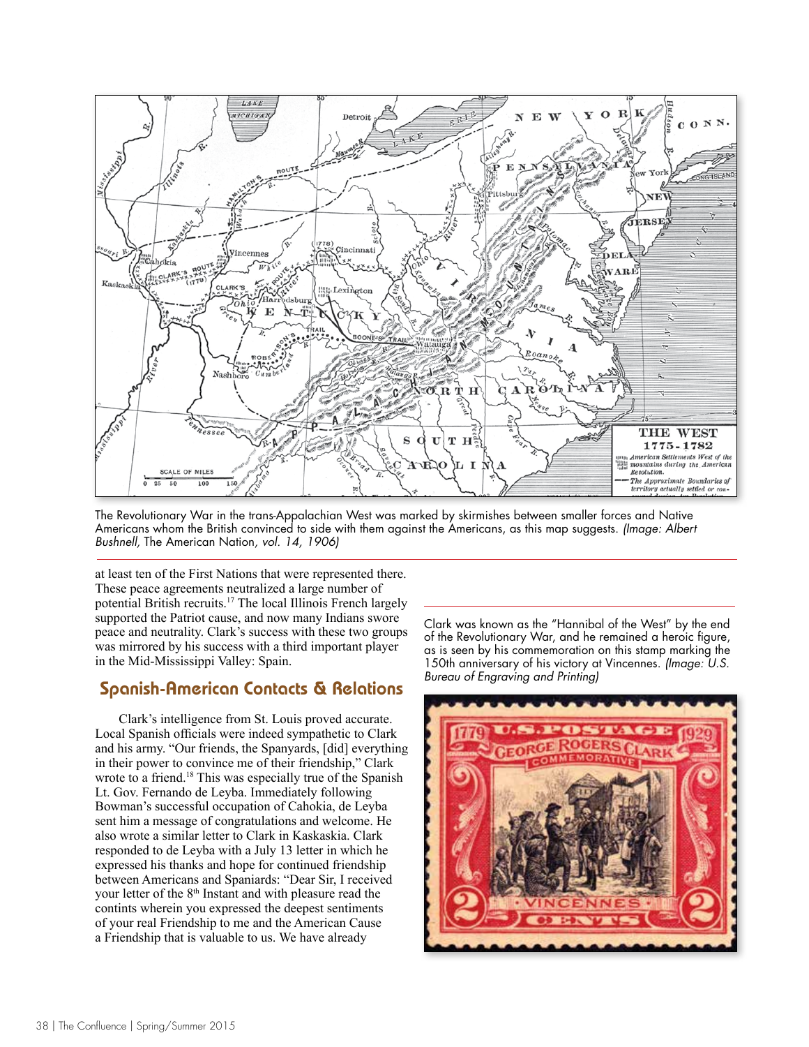The Revolutionary War in the trans-Appalachian West was marked by skirmishes between smaller forces and Native Americans whom the British convinced to side with them against the Americans, as this map suggests. *(Image: Albert Bushnell,* The American Nation*, vol. 14, 1906)*

at least ten of the First Nations that were represented there. These peace agreements neutralized a large number of potential British recruits.[17] The local Illinois French largely supported the Patriot cause, and now many Indians swore peace and neutrality. Clark's success with these two groups was mirrored by his success with a third important player in the Mid-Mississippi Valley: Spain.

## Spanish-American Contacts & Relations

Clark's intelligence from St. Louis proved accurate. Local Spanish officials were indeed sympathetic to Clark and his army. "Our friends, the Spanyards, [did] everything in their power to convince me of their friendship," Clark wrote to a friend.[18] This was especially true of the Spanish Lt. Gov. Fernando de Leyba. Immediately following Bowman's successful occupation of Cahokia, de Leyba sent him a message of congratulations and welcome. He also wrote a similar letter to Clark in Kaskaskia. Clark responded to de Leyba with a July 13 letter in which he expressed his thanks and hope for continued friendship between Americans and Spaniards: "Dear Sir, I received your letter of the 8th Instant and with pleasure read the contints wherein you expressed the deepest sentiments of your real Friendship to me and the American Cause a Friendship that is valuable to us. We have already

Clark was known as the "Hannibal of the West" by the end of the Revolutionary War, and he remained a heroic figure, as is seen by his commemoration on this stamp marking the 150th anniversary of his victory at Vincennes. *(Image: U.S. Bureau of Engraving and Printing)*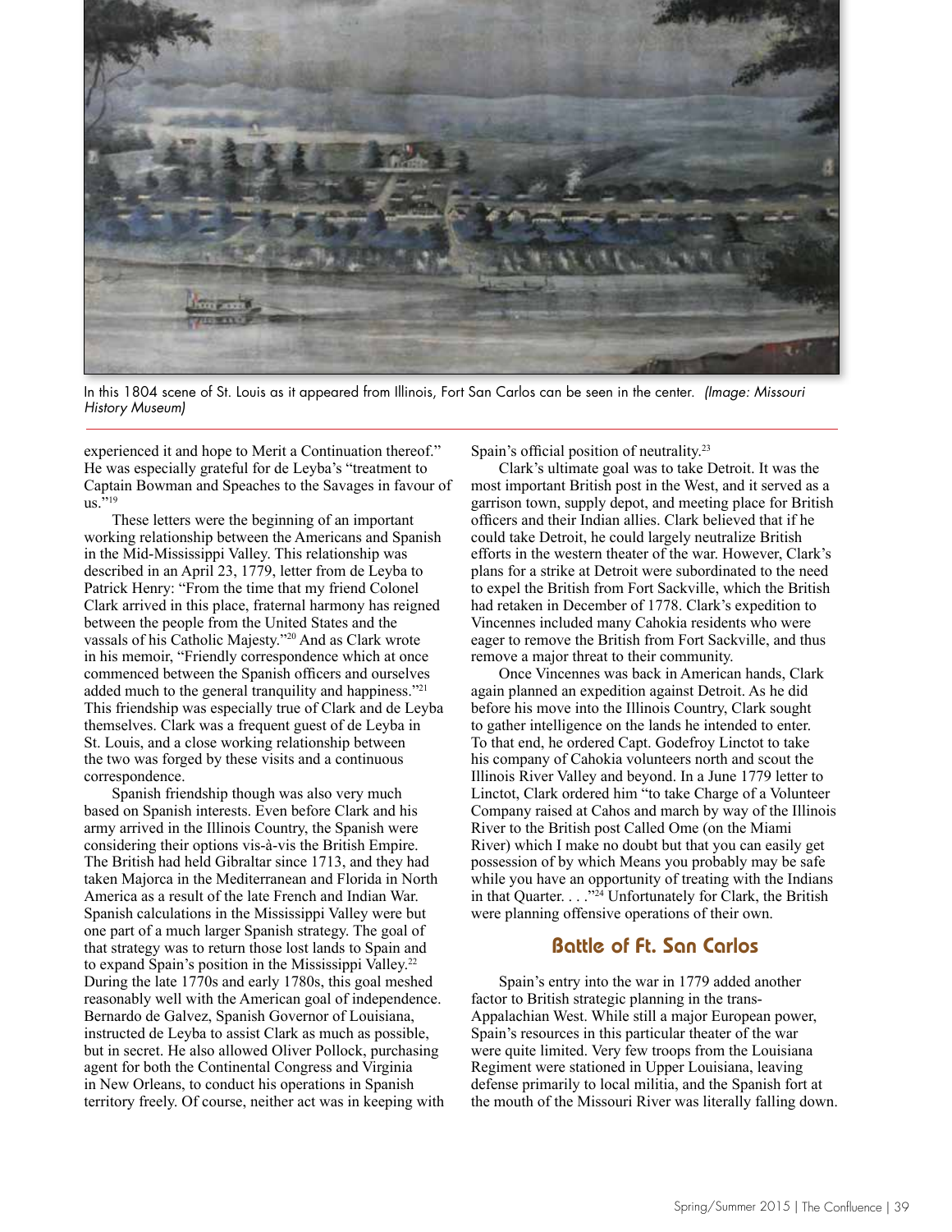In this 1804 scene of St. Louis as it appeared from Illinois, Fort San Carlos can be seen in the center. *(Image: Missouri History Museum)*

experienced it and hope to Merit a Continuation thereof." He was especially grateful for de Leyba's "treatment to Captain Bowman and Speaches to the Savages in favour of us."[19]

These letters were the beginning of an important working relationship between the Americans and Spanish in the Mid-Mississippi Valley. This relationship was described in an April 23, 1779, letter from de Leyba to Patrick Henry: "From the time that my friend Colonel Clark arrived in this place, fraternal harmony has reigned between the people from the United States and the vassals of his Catholic Majesty."[20] And as Clark wrote in his memoir, "Friendly correspondence which at once commenced between the Spanish officers and ourselves added much to the general tranquility and happiness."[21] This friendship was especially true of Clark and de Leyba themselves. Clark was a frequent guest of de Leyba in St. Louis, and a close working relationship between the two was forged by these visits and a continuous correspondence.

Spanish friendship though was also very much based on Spanish interests. Even before Clark and his army arrived in the Illinois Country, the Spanish were considering their options vis-à-vis the British Empire. The British had held Gibraltar since 1713, and they had taken Majorca in the Mediterranean and Florida in North America as a result of the late French and Indian War. Spanish calculations in the Mississippi Valley were but one part of a much larger Spanish strategy. The goal of that strategy was to return those lost lands to Spain and to expand Spain's position in the Mississippi Valley.[22] During the late 1770s and early 1780s, this goal meshed reasonably well with the American goal of independence. Bernardo de Galvez, Spanish Governor of Louisiana, instructed de Leyba to assist Clark as much as possible, but in secret. He also allowed Oliver Pollock, purchasing agent for both the Continental Congress and Virginia in New Orleans, to conduct his operations in Spanish territory freely. Of course, neither act was in keeping with Spain's official position of neutrality.[23]

Clark's ultimate goal was to take Detroit. It was the most important British post in the West, and it served as a garrison town, supply depot, and meeting place for British officers and their Indian allies. Clark believed that if he could take Detroit, he could largely neutralize British efforts in the western theater of the war. However, Clark's plans for a strike at Detroit were subordinated to the need to expel the British from Fort Sackville, which the British had retaken in December of 1778. Clark's expedition to Vincennes included many Cahokia residents who were eager to remove the British from Fort Sackville, and thus remove a major threat to their community.

Once Vincennes was back in American hands, Clark again planned an expedition against Detroit. As he did before his move into the Illinois Country, Clark sought to gather intelligence on the lands he intended to enter. To that end, he ordered Capt. Godefroy Linctot to take his company of Cahokia volunteers north and scout the Illinois River Valley and beyond. In a June 1779 letter to Linctot, Clark ordered him "to take Charge of a Volunteer Company raised at Cahos and march by way of the Illinois River to the British post Called Ome (on the Miami River) which I make no doubt but that you can easily get possession of by which Means you probably may be safe while you have an opportunity of treating with the Indians in that Quarter. . . ."[24] Unfortunately for Clark, the British were planning offensive operations of their own.

## Battle of Ft. San Carlos

Spain's entry into the war in 1779 added another factor to British strategic planning in the trans-Appalachian West. While still a major European power, Spain's resources in this particular theater of the war were quite limited. Very few troops from the Louisiana Regiment were stationed in Upper Louisiana, leaving defense primarily to local militia, and the Spanish fort at the mouth of the Missouri River was literally falling down.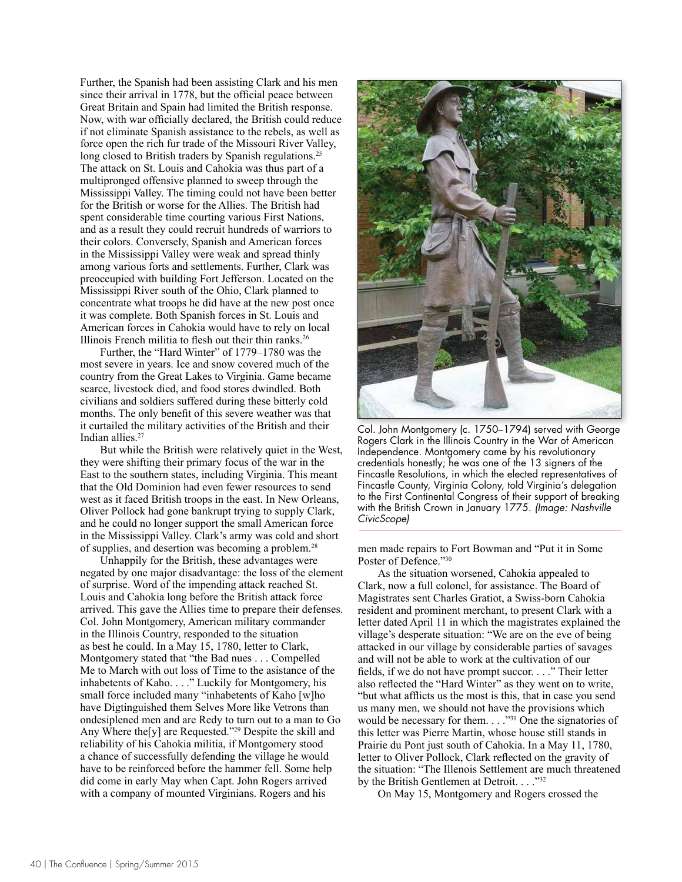Further, the Spanish had been assisting Clark and his men since their arrival in 1778, but the official peace between Great Britain and Spain had limited the British response. Now, with war officially declared, the British could reduce if not eliminate Spanish assistance to the rebels, as well as force open the rich fur trade of the Missouri River Valley, long closed to British traders by Spanish regulations.[25] The attack on St. Louis and Cahokia was thus part of a multipronged offensive planned to sweep through the Mississippi Valley. The timing could not have been better for the British or worse for the Allies. The British had spent considerable time courting various First Nations, and as a result they could recruit hundreds of warriors to their colors. Conversely, Spanish and American forces in the Mississippi Valley were weak and spread thinly among various forts and settlements. Further, Clark was preoccupied with building Fort Jefferson. Located on the Mississippi River south of the Ohio, Clark planned to concentrate what troops he did have at the new post once it was complete. Both Spanish forces in St. Louis and American forces in Cahokia would have to rely on local Illinois French militia to flesh out their thin ranks.[26]

Further, the "Hard Winter" of 1779–1780 was the most severe in years. Ice and snow covered much of the country from the Great Lakes to Virginia. Game became scarce, livestock died, and food stores dwindled. Both civilians and soldiers suffered during these bitterly cold months. The only benefit of this severe weather was that it curtailed the military activities of the British and their Indian allies.[27]

But while the British were relatively quiet in the West, they were shifting their primary focus of the war in the East to the southern states, including Virginia. This meant that the Old Dominion had even fewer resources to send west as it faced British troops in the east. In New Orleans, Oliver Pollock had gone bankrupt trying to supply Clark, and he could no longer support the small American force in the Mississippi Valley. Clark's army was cold and short of supplies, and desertion was becoming a problem.[28]

Unhappily for the British, these advantages were negated by one major disadvantage: the loss of the element of surprise. Word of the impending attack reached St. Louis and Cahokia long before the British attack force arrived. This gave the Allies time to prepare their defenses. Col. John Montgomery, American military commander in the Illinois Country, responded to the situation as best he could. In a May 15, 1780, letter to Clark, Montgomery stated that "the Bad nues . . . Compelled Me to March with out loss of Time to the asistance of the inhabetents of Kaho. . . ." Luckily for Montgomery, his small force included many "inhabetents of Kaho [w]ho have Digtinguished them Selves More like Vetrons than ondesiplened men and are Redy to turn out to a man to Go Any Where the[y] are Requested."[29] Despite the skill and reliability of his Cahokia militia, if Montgomery stood a chance of successfully defending the village he would have to be reinforced before the hammer fell. Some help did come in early May when Capt. John Rogers arrived with a company of mounted Virginians. Rogers and his men made repairs to Fort Bowman and "Put it in Some Poster of Defence."[30]

Col. John Montgomery (c. 1750–1794) served with George Rogers Clark in the Illinois Country in the War of American Independence. Montgomery came by his revolutionary credentials honestly; he was one of the 13 signers of the Fincastle Resolutions, in which the elected representatives of Fincastle County, Virginia Colony, told Virginia's delegation to the First Continental Congress of their support of breaking with the British Crown in January 1775. *(Image: Nashville CivicScope)*

As the situation worsened, Cahokia appealed to Clark, now a full colonel, for assistance. The Board of Magistrates sent Charles Gratiot, a Swiss-born Cahokia resident and prominent merchant, to present Clark with a letter dated April 11 in which the magistrates explained the village's desperate situation: "We are on the eve of being attacked in our village by considerable parties of savages and will not be able to work at the cultivation of our fields, if we do not have prompt succor. . . ." Their letter also reflected the "Hard Winter" as they went on to write, "but what afflicts us the most is this, that in case you send us many men, we should not have the provisions which would be necessary for them. . . ."[31] One the signatories of this letter was Pierre Martin, whose house still stands in Prairie du Pont just south of Cahokia. In a May 11, 1780, letter to Oliver Pollock, Clark reflected on the gravity of the situation: "The Illenois Settlement are much threatened by the British Gentlemen at Detroit. . . ."[32]

On May 15, Montgomery and Rogers crossed the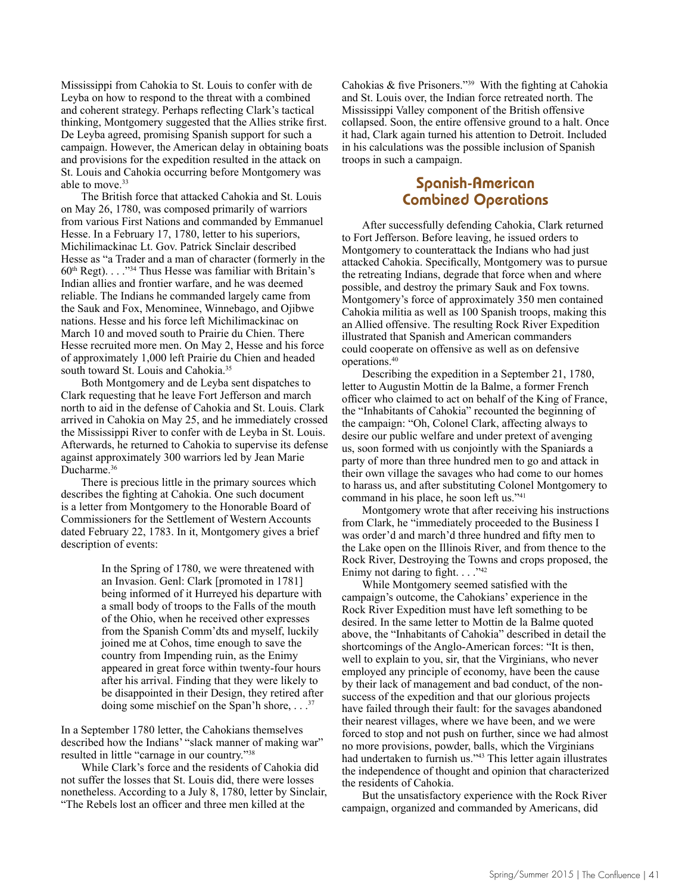Mississippi from Cahokia to St. Louis to confer with de Leyba on how to respond to the threat with a combined and coherent strategy. Perhaps reflecting Clark's tactical thinking, Montgomery suggested that the Allies strike first. De Leyba agreed, promising Spanish support for such a campaign. However, the American delay in obtaining boats and provisions for the expedition resulted in the attack on St. Louis and Cahokia occurring before Montgomery was able to move.[33]

The British force that attacked Cahokia and St. Louis on May 26, 1780, was composed primarily of warriors from various First Nations and commanded by Emmanuel Hesse. In a February 17, 1780, letter to his superiors, Michilimackinac Lt. Gov. Patrick Sinclair described Hesse as "a Trader and a man of character (formerly in the 60th Regt). . . ."[34] Thus Hesse was familiar with Britain's Indian allies and frontier warfare, and he was deemed reliable. The Indians he commanded largely came from the Sauk and Fox, Menominee, Winnebago, and Ojibwe nations. Hesse and his force left Michilimackinac on March 10 and moved south to Prairie du Chien. There Hesse recruited more men. On May 2, Hesse and his force of approximately 1,000 left Prairie du Chien and headed south toward St. Louis and Cahokia.[35]

Both Montgomery and de Leyba sent dispatches to Clark requesting that he leave Fort Jefferson and march north to aid in the defense of Cahokia and St. Louis. Clark arrived in Cahokia on May 25, and he immediately crossed the Mississippi River to confer with de Leyba in St. Louis. Afterwards, he returned to Cahokia to supervise its defense against approximately 300 warriors led by Jean Marie Ducharme.[36]

There is precious little in the primary sources which describes the fighting at Cahokia. One such document is a letter from Montgomery to the Honorable Board of Commissioners for the Settlement of Western Accounts dated February 22, 1783. In it, Montgomery gives a brief description of events:

> In the Spring of 1780, we were threatened with an Invasion. Genl: Clark [promoted in 1781] being informed of it Hurreyed his departure with a small body of troops to the Falls of the mouth of the Ohio, when he received other expresses from the Spanish Comm'dts and myself, luckily joined me at Cohos, time enough to save the country from Impending ruin, as the Enimy appeared in great force within twenty-four hours after his arrival. Finding that they were likely to be disappointed in their Design, they retired after doing some mischief on the Span'h shore, . . .[37]

In a September 1780 letter, the Cahokians themselves described how the Indians' "slack manner of making war" resulted in little "carnage in our country."[38]

While Clark's force and the residents of Cahokia did not suffer the losses that St. Louis did, there were losses nonetheless. According to a July 8, 1780, letter by Sinclair, "The Rebels lost an officer and three men killed at the Cahokias & five Prisoners."[39] With the fighting at Cahokia and St. Louis over, the Indian force retreated north. The Mississippi Valley component of the British offensive collapsed. Soon, the entire offensive ground to a halt. Once it had, Clark again turned his attention to Detroit. Included in his calculations was the possible inclusion of Spanish troops in such a campaign.

## Spanish-American Combined Operations

After successfully defending Cahokia, Clark returned to Fort Jefferson. Before leaving, he issued orders to Montgomery to counterattack the Indians who had just attacked Cahokia. Specifically, Montgomery was to pursue the retreating Indians, degrade that force when and where possible, and destroy the primary Sauk and Fox towns. Montgomery's force of approximately 350 men contained Cahokia militia as well as 100 Spanish troops, making this an Allied offensive. The resulting Rock River Expedition illustrated that Spanish and American commanders could cooperate on offensive as well as on defensive operations.[40]

Describing the expedition in a September 21, 1780, letter to Augustin Mottin de la Balme, a former French officer who claimed to act on behalf of the King of France, the "Inhabitants of Cahokia" recounted the beginning of the campaign: "Oh, Colonel Clark, affecting always to desire our public welfare and under pretext of avenging us, soon formed with us conjointly with the Spaniards a party of more than three hundred men to go and attack in their own village the savages who had come to our homes to harass us, and after substituting Colonel Montgomery to command in his place, he soon left us."[41]

Montgomery wrote that after receiving his instructions from Clark, he "immediately proceeded to the Business I was order'd and march'd three hundred and fifty men to the Lake open on the Illinois River, and from thence to the Rock River, Destroying the Towns and crops proposed, the Enimy not daring to fight. . . ."[42]

While Montgomery seemed satisfied with the campaign's outcome, the Cahokians' experience in the Rock River Expedition must have left something to be desired. In the same letter to Mottin de la Balme quoted above, the "Inhabitants of Cahokia" described in detail the shortcomings of the Anglo-American forces: "It is then, well to explain to you, sir, that the Virginians, who never employed any principle of economy, have been the cause by their lack of management and bad conduct, of the non-success of the expedition and that our glorious projects have failed through their fault: for the savages abandoned their nearest villages, where we have been, and we were forced to stop and not push on further, since we had almost no more provisions, powder, balls, which the Virginians had undertaken to furnish us."[43] This letter again illustrates the independence of thought and opinion that characterized the residents of Cahokia.

But the unsatisfactory experience with the Rock River campaign, organized and commanded by Americans, did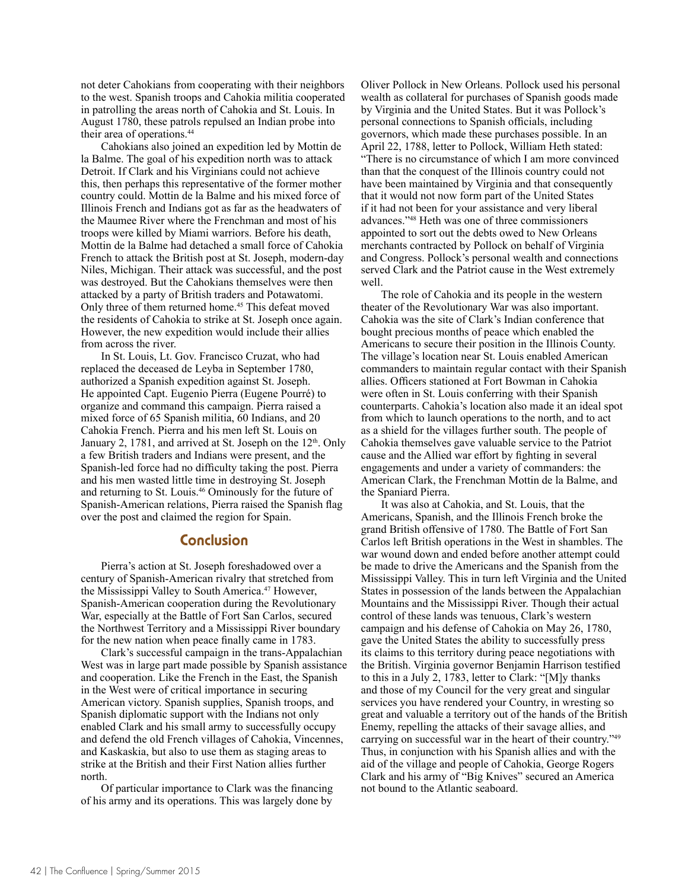not deter Cahokians from cooperating with their neighbors to the west. Spanish troops and Cahokia militia cooperated in patrolling the areas north of Cahokia and St. Louis. In August 1780, these patrols repulsed an Indian probe into their area of operations.[44]

Cahokians also joined an expedition led by Mottin de la Balme. The goal of his expedition north was to attack Detroit. If Clark and his Virginians could not achieve this, then perhaps this representative of the former mother country could. Mottin de la Balme and his mixed force of Illinois French and Indians got as far as the headwaters of the Maumee River where the Frenchman and most of his troops were killed by Miami warriors. Before his death, Mottin de la Balme had detached a small force of Cahokia French to attack the British post at St. Joseph, modern-day Niles, Michigan. Their attack was successful, and the post was destroyed. But the Cahokians themselves were then attacked by a party of British traders and Potawatomi. Only three of them returned home.[45] This defeat moved the residents of Cahokia to strike at St. Joseph once again. However, the new expedition would include their allies from across the river.

In St. Louis, Lt. Gov. Francisco Cruzat, who had replaced the deceased de Leyba in September 1780, authorized a Spanish expedition against St. Joseph. He appointed Capt. Eugenio Pierra (Eugene Pourré) to organize and command this campaign. Pierra raised a mixed force of 65 Spanish militia, 60 Indians, and 20 Cahokia French. Pierra and his men left St. Louis on January 2, 1781, and arrived at St. Joseph on the 12th. Only a few British traders and Indians were present, and the Spanish-led force had no difficulty taking the post. Pierra and his men wasted little time in destroying St. Joseph and returning to St. Louis.[46] Ominously for the future of Spanish-American relations, Pierra raised the Spanish flag over the post and claimed the region for Spain.

## Conclusion

Pierra's action at St. Joseph foreshadowed over a century of Spanish-American rivalry that stretched from the Mississippi Valley to South America.[47] However, Spanish-American cooperation during the Revolutionary War, especially at the Battle of Fort San Carlos, secured the Northwest Territory and a Mississippi River boundary for the new nation when peace finally came in 1783.

Clark's successful campaign in the trans-Appalachian West was in large part made possible by Spanish assistance and cooperation. Like the French in the East, the Spanish in the West were of critical importance in securing American victory. Spanish supplies, Spanish troops, and Spanish diplomatic support with the Indians not only enabled Clark and his small army to successfully occupy and defend the old French villages of Cahokia, Vincennes, and Kaskaskia, but also to use them as staging areas to strike at the British and their First Nation allies further north.

Of particular importance to Clark was the financing of his army and its operations. This was largely done by Oliver Pollock in New Orleans. Pollock used his personal wealth as collateral for purchases of Spanish goods made by Virginia and the United States. But it was Pollock's personal connections to Spanish officials, including governors, which made these purchases possible. In an April 22, 1788, letter to Pollock, William Heth stated: "There is no circumstance of which I am more convinced than that the conquest of the Illinois country could not have been maintained by Virginia and that consequently that it would not now form part of the United States if it had not been for your assistance and very liberal advances."[48] Heth was one of three commissioners appointed to sort out the debts owed to New Orleans merchants contracted by Pollock on behalf of Virginia and Congress. Pollock's personal wealth and connections served Clark and the Patriot cause in the West extremely well.

The role of Cahokia and its people in the western theater of the Revolutionary War was also important. Cahokia was the site of Clark's Indian conference that bought precious months of peace which enabled the Americans to secure their position in the Illinois County. The village's location near St. Louis enabled American commanders to maintain regular contact with their Spanish allies. Officers stationed at Fort Bowman in Cahokia were often in St. Louis conferring with their Spanish counterparts. Cahokia's location also made it an ideal spot from which to launch operations to the north, and to act as a shield for the villages further south. The people of Cahokia themselves gave valuable service to the Patriot cause and the Allied war effort by fighting in several engagements and under a variety of commanders: the American Clark, the Frenchman Mottin de la Balme, and the Spaniard Pierra.

It was also at Cahokia, and St. Louis, that the Americans, Spanish, and the Illinois French broke the grand British offensive of 1780. The Battle of Fort San Carlos left British operations in the West in shambles. The war wound down and ended before another attempt could be made to drive the Americans and the Spanish from the Mississippi Valley. This in turn left Virginia and the United States in possession of the lands between the Appalachian Mountains and the Mississippi River. Though their actual control of these lands was tenuous, Clark's western campaign and his defense of Cahokia on May 26, 1780, gave the United States the ability to successfully press its claims to this territory during peace negotiations with the British. Virginia governor Benjamin Harrison testified to this in a July 2, 1783, letter to Clark: "[M]y thanks and those of my Council for the very great and singular services you have rendered your Country, in wresting so great and valuable a territory out of the hands of the British Enemy, repelling the attacks of their savage allies, and carrying on successful war in the heart of their country."[49] Thus, in conjunction with his Spanish allies and with the aid of the village and people of Cahokia, George Rogers Clark and his army of "Big Knives" secured an America not bound to the Atlantic seaboard.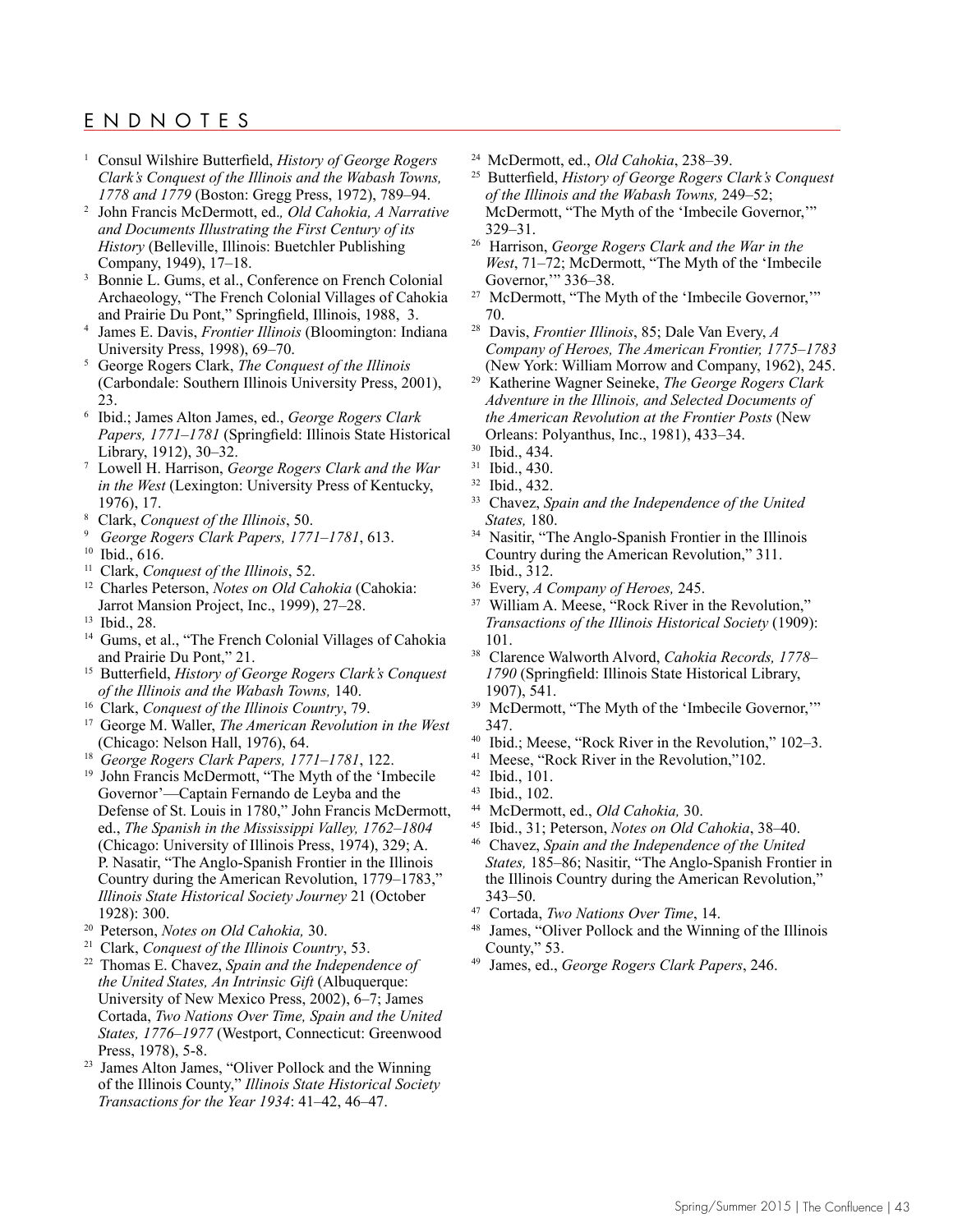## ENDNOTES

1. Consul Wilshire Butterfield, *History of George Rogers Clark's Conquest of the Illinois and the Wabash Towns, 1778 and 1779* (Boston: Gregg Press, 1972), 789–94.
2. John Francis McDermott, ed.*, Old Cahokia, A Narrative and Documents Illustrating the First Century of its History* (Belleville, Illinois: Buetchler Publishing Company, 1949), 17–18.
3. Bonnie L. Gums, et al., Conference on French Colonial Archaeology, "The French Colonial Villages of Cahokia and Prairie Du Pont," Springfield, Illinois, 1988, 3.
4. James E. Davis, *Frontier Illinois* (Bloomington: Indiana University Press, 1998), 69–70.
5. George Rogers Clark, *The Conquest of the Illinois* (Carbondale: Southern Illinois University Press, 2001), 23.
6. Ibid.; James Alton James, ed., *George Rogers Clark Papers, 1771–1781* (Springfield: Illinois State Historical Library, 1912), 30–32.
7. Lowell H. Harrison, *George Rogers Clark and the War in the West* (Lexington: University Press of Kentucky, 1976), 17.
8. Clark, *Conquest of the Illinois*, 50.
9. *George Rogers Clark Papers, 1771–1781*, 613.
10. Ibid., 616.
11. Clark, *Conquest of the Illinois*, 52.
12. Charles Peterson, *Notes on Old Cahokia* (Cahokia: Jarrot Mansion Project, Inc., 1999), 27–28.
13. Ibid., 28.
14. Gums, et al., "The French Colonial Villages of Cahokia and Prairie Du Pont," 21.
15. Butterfield, *History of George Rogers Clark's Conquest of the Illinois and the Wabash Towns,* 140.
16. Clark, *Conquest of the Illinois Country*, 79.
17. George M. Waller, *The American Revolution in the West* (Chicago: Nelson Hall, 1976), 64.
18. *George Rogers Clark Papers, 1771–1781*, 122.
19. John Francis McDermott, "The Myth of the 'Imbecile Governor'—Captain Fernando de Leyba and the Defense of St. Louis in 1780," John Francis McDermott, ed., *The Spanish in the Mississippi Valley, 1762–1804* (Chicago: University of Illinois Press, 1974), 329; A. P. Nasatir, "The Anglo-Spanish Frontier in the Illinois Country during the American Revolution, 1779–1783," *Illinois State Historical Society Journey* 21 (October 1928): 300.
20. Peterson, *Notes on Old Cahokia,* 30.
21. Clark, *Conquest of the Illinois Country*, 53.
22. Thomas E. Chavez, *Spain and the Independence of the United States, An Intrinsic Gift* (Albuquerque: University of New Mexico Press, 2002), 6–7; James Cortada, *Two Nations Over Time, Spain and the United States, 1776–1977* (Westport, Connecticut: Greenwood Press, 1978), 5-8.
23. James Alton James, "Oliver Pollock and the Winning of the Illinois County," *Illinois State Historical Society Transactions for the Year 1934*: 41–42, 46–47.
24. McDermott, ed., *Old Cahokia*, 238–39.
25. Butterfield, *History of George Rogers Clark's Conquest of the Illinois and the Wabash Towns,* 249–52; McDermott, "The Myth of the 'Imbecile Governor,'" 329–31.
26. Harrison, *George Rogers Clark and the War in the West*, 71–72; McDermott, "The Myth of the 'Imbecile Governor,'" 336–38.
27. McDermott, "The Myth of the 'Imbecile Governor,'" 70.
28. Davis, *Frontier Illinois*, 85; Dale Van Every, *A Company of Heroes, The American Frontier, 1775–1783* (New York: William Morrow and Company, 1962), 245.
29. Katherine Wagner Seineke, *The George Rogers Clark Adventure in the Illinois, and Selected Documents of the American Revolution at the Frontier Posts* (New Orleans: Polyanthus, Inc., 1981), 433–34.
30. Ibid., 434.
31. Ibid., 430.
32. Ibid., 432.
33. Chavez, *Spain and the Independence of the United States,* 180.
34. Nasitir, "The Anglo-Spanish Frontier in the Illinois Country during the American Revolution," 311.
35. Ibid., 312.
36. Every, *A Company of Heroes,* 245.
37. William A. Meese, "Rock River in the Revolution," *Transactions of the Illinois Historical Society* (1909): 101.
38. Clarence Walworth Alvord, *Cahokia Records, 1778–1790* (Springfield: Illinois State Historical Library, 1907), 541.
39. McDermott, "The Myth of the 'Imbecile Governor,'" 347.
40. Ibid.; Meese, "Rock River in the Revolution," 102–3.
41. Meese, "Rock River in the Revolution,"102.
42. Ibid., 101.
43. Ibid., 102.
44. McDermott, ed., *Old Cahokia,* 30.
45. Ibid., 31; Peterson, *Notes on Old Cahokia*, 38–40.
46. Chavez, *Spain and the Independence of the United States,* 185–86; Nasitir, "The Anglo-Spanish Frontier in the Illinois Country during the American Revolution," 343–50.
47. Cortada, *Two Nations Over Time*, 14.
48. James, "Oliver Pollock and the Winning of the Illinois County," 53.
49. James, ed., *George Rogers Clark Papers*, 246.